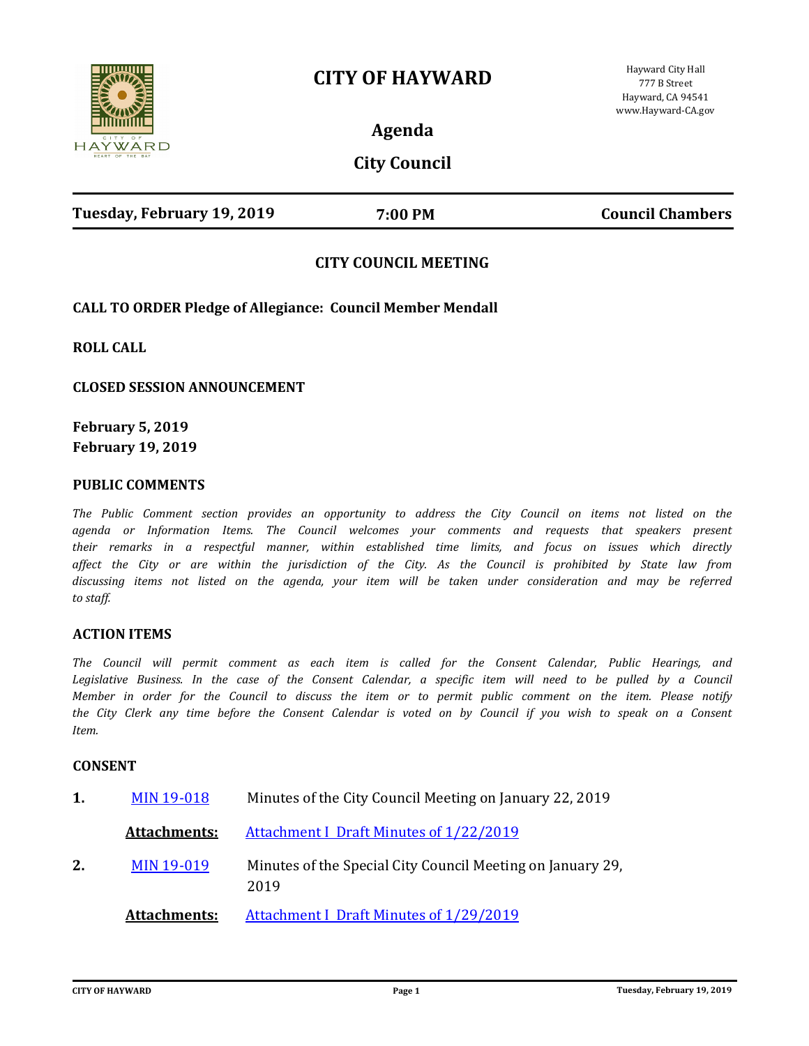# CITY OF HAYWARD

Hayward City Hall
777 B Street
Hayward, CA 94541
www.Hayward-CA.gov

## Agenda

## City Council

**Tuesday, February 19, 2019** | **7:00 PM** | **Council Chambers**

### CITY COUNCIL MEETING

**CALL TO ORDER Pledge of Allegiance: Council Member Mendall**

**ROLL CALL**

**CLOSED SESSION ANNOUNCEMENT**

**February 5, 2019**
**February 19, 2019**

### PUBLIC COMMENTS

*The Public Comment section provides an opportunity to address the City Council on items not listed on the agenda or Information Items. The Council welcomes your comments and requests that speakers present their remarks in a respectful manner, within established time limits, and focus on issues which directly affect the City or are within the jurisdiction of the City. As the Council is prohibited by State law from discussing items not listed on the agenda, your item will be taken under consideration and may be referred to staff.*

### ACTION ITEMS

*The Council will permit comment as each item is called for the Consent Calendar, Public Hearings, and Legislative Business. In the case of the Consent Calendar, a specific item will need to be pulled by a Council Member in order for the Council to discuss the item or to permit public comment on the item. Please notify the City Clerk any time before the Consent Calendar is voted on by Council if you wish to speak on a Consent Item.*

### CONSENT

**1.** MIN 19-018 Minutes of the City Council Meeting on January 22, 2019

**Attachments:** Attachment I Draft Minutes of 1/22/2019

**2.** MIN 19-019 Minutes of the Special City Council Meeting on January 29, 2019

**Attachments:** Attachment I Draft Minutes of 1/29/2019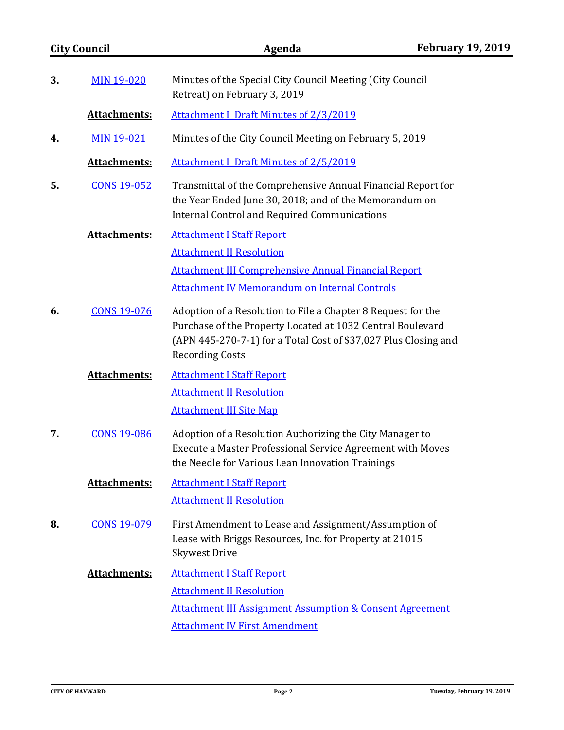**3.** MIN 19-020 — Minutes of the Special City Council Meeting (City Council Retreat) on February 3, 2019

**Attachments:** Attachment I Draft Minutes of 2/3/2019

**4.** MIN 19-021 — Minutes of the City Council Meeting on February 5, 2019

**Attachments:** Attachment I Draft Minutes of 2/5/2019

**5.** CONS 19-052 — Transmittal of the Comprehensive Annual Financial Report for the Year Ended June 30, 2018; and of the Memorandum on Internal Control and Required Communications

**Attachments:**
- Attachment I Staff Report
- Attachment II Resolution
- Attachment III Comprehensive Annual Financial Report
- Attachment IV Memorandum on Internal Controls

**6.** CONS 19-076 — Adoption of a Resolution to File a Chapter 8 Request for the Purchase of the Property Located at 1032 Central Boulevard (APN 445-270-7-1) for a Total Cost of $37,027 Plus Closing and Recording Costs

**Attachments:**
- Attachment I Staff Report
- Attachment II Resolution
- Attachment III Site Map

**7.** CONS 19-086 — Adoption of a Resolution Authorizing the City Manager to Execute a Master Professional Service Agreement with Moves the Needle for Various Lean Innovation Trainings

**Attachments:**
- Attachment I Staff Report
- Attachment II Resolution

**8.** CONS 19-079 — First Amendment to Lease and Assignment/Assumption of Lease with Briggs Resources, Inc. for Property at 21015 Skywest Drive

**Attachments:**
- Attachment I Staff Report
- Attachment II Resolution
- Attachment III Assignment Assumption & Consent Agreement
- Attachment IV First Amendment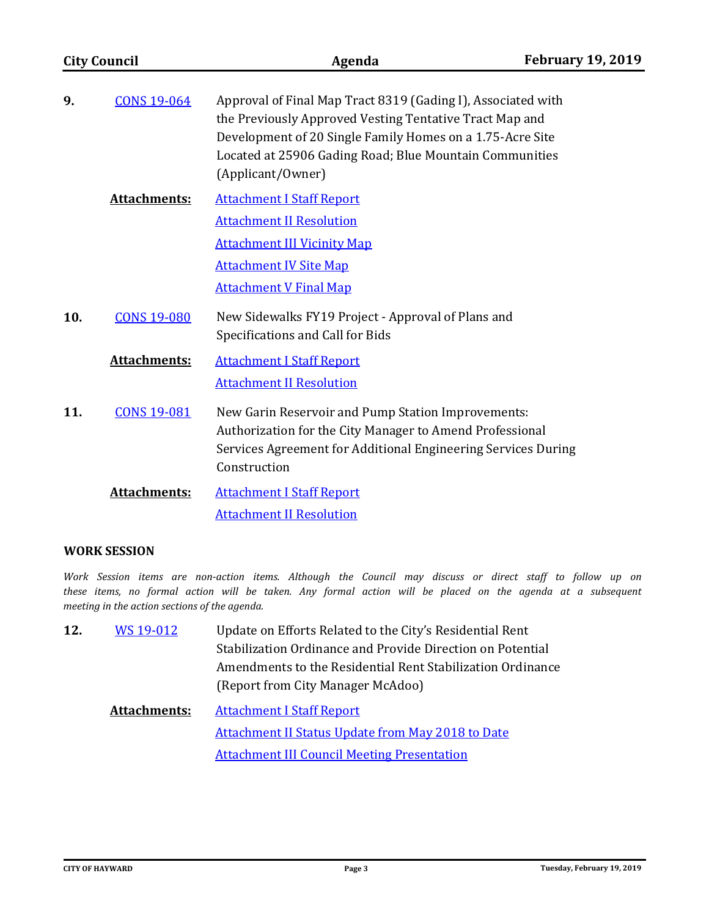**9.** CONS 19-064 Approval of Final Map Tract 8319 (Gading I), Associated with the Previously Approved Vesting Tentative Tract Map and Development of 20 Single Family Homes on a 1.75-Acre Site Located at 25906 Gading Road; Blue Mountain Communities (Applicant/Owner)

**Attachments:**
- Attachment I Staff Report
- Attachment II Resolution
- Attachment III Vicinity Map
- Attachment IV Site Map
- Attachment V Final Map

**10.** CONS 19-080 New Sidewalks FY19 Project - Approval of Plans and Specifications and Call for Bids

**Attachments:**
- Attachment I Staff Report
- Attachment II Resolution

**11.** CONS 19-081 New Garin Reservoir and Pump Station Improvements: Authorization for the City Manager to Amend Professional Services Agreement for Additional Engineering Services During Construction

**Attachments:**
- Attachment I Staff Report
- Attachment II Resolution

## WORK SESSION

*Work Session items are non-action items. Although the Council may discuss or direct staff to follow up on these items, no formal action will be taken. Any formal action will be placed on the agenda at a subsequent meeting in the action sections of the agenda.*

**12.** WS 19-012 Update on Efforts Related to the City's Residential Rent Stabilization Ordinance and Provide Direction on Potential Amendments to the Residential Rent Stabilization Ordinance (Report from City Manager McAdoo)

**Attachments:**
- Attachment I Staff Report
- Attachment II Status Update from May 2018 to Date
- Attachment III Council Meeting Presentation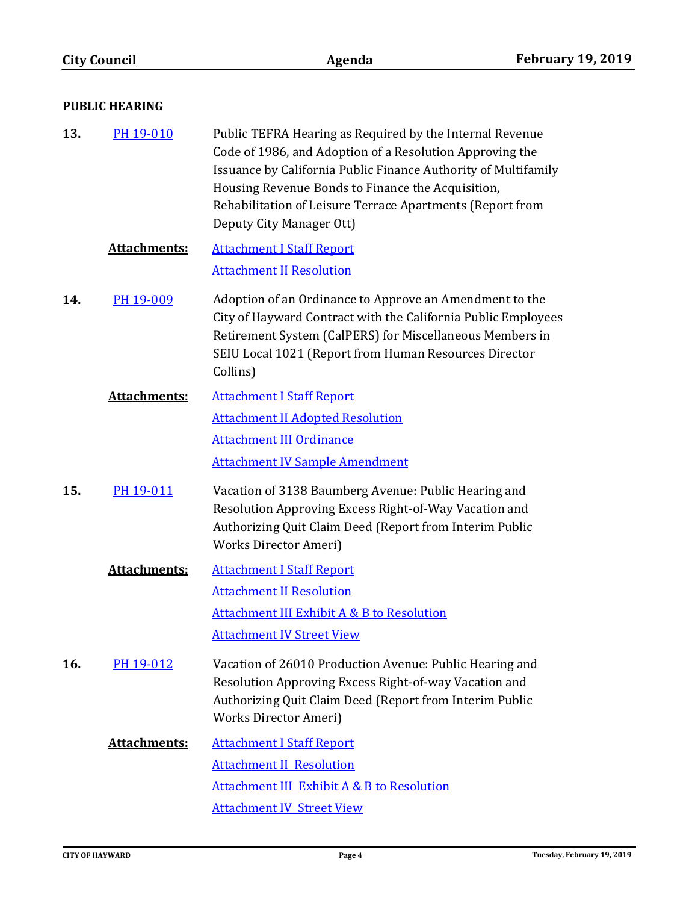## PUBLIC HEARING

**13.** PH 19-010 — Public TEFRA Hearing as Required by the Internal Revenue Code of 1986, and Adoption of a Resolution Approving the Issuance by California Public Finance Authority of Multifamily Housing Revenue Bonds to Finance the Acquisition, Rehabilitation of Leisure Terrace Apartments (Report from Deputy City Manager Ott)

**Attachments:**
- Attachment I Staff Report
- Attachment II Resolution

**14.** PH 19-009 — Adoption of an Ordinance to Approve an Amendment to the City of Hayward Contract with the California Public Employees Retirement System (CalPERS) for Miscellaneous Members in SEIU Local 1021 (Report from Human Resources Director Collins)

**Attachments:**
- Attachment I Staff Report
- Attachment II Adopted Resolution
- Attachment III Ordinance
- Attachment IV Sample Amendment

**15.** PH 19-011 — Vacation of 3138 Baumberg Avenue: Public Hearing and Resolution Approving Excess Right-of-Way Vacation and Authorizing Quit Claim Deed (Report from Interim Public Works Director Ameri)

**Attachments:**
- Attachment I Staff Report
- Attachment II Resolution
- Attachment III Exhibit A & B to Resolution
- Attachment IV Street View

**16.** PH 19-012 — Vacation of 26010 Production Avenue: Public Hearing and Resolution Approving Excess Right-of-way Vacation and Authorizing Quit Claim Deed (Report from Interim Public Works Director Ameri)

**Attachments:**
- Attachment I Staff Report
- Attachment II Resolution
- Attachment III Exhibit A & B to Resolution
- Attachment IV Street View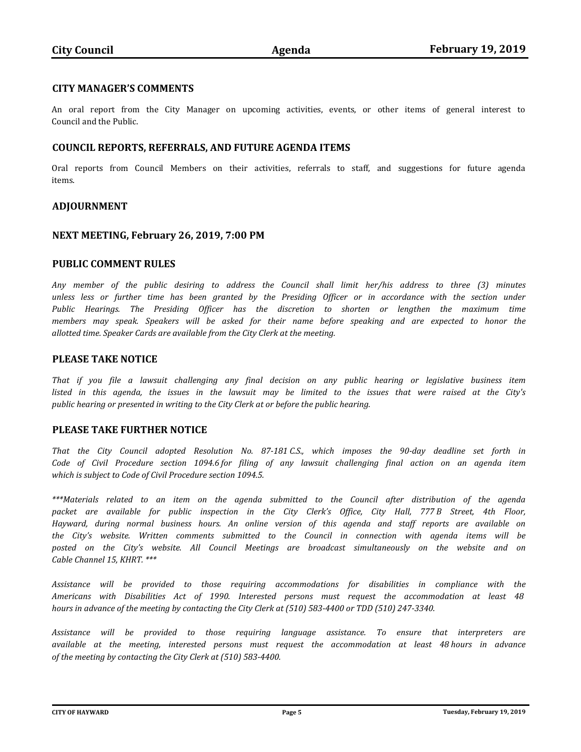## CITY MANAGER'S COMMENTS

An oral report from the City Manager on upcoming activities, events, or other items of general interest to Council and the Public.

## COUNCIL REPORTS, REFERRALS, AND FUTURE AGENDA ITEMS

Oral reports from Council Members on their activities, referrals to staff, and suggestions for future agenda items.

## ADJOURNMENT

## NEXT MEETING, February 26, 2019, 7:00 PM

## PUBLIC COMMENT RULES

*Any member of the public desiring to address the Council shall limit her/his address to three (3) minutes unless less or further time has been granted by the Presiding Officer or in accordance with the section under Public Hearings. The Presiding Officer has the discretion to shorten or lengthen the maximum time members may speak. Speakers will be asked for their name before speaking and are expected to honor the allotted time. Speaker Cards are available from the City Clerk at the meeting.*

## PLEASE TAKE NOTICE

*That if you file a lawsuit challenging any final decision on any public hearing or legislative business item listed in this agenda, the issues in the lawsuit may be limited to the issues that were raised at the City's public hearing or presented in writing to the City Clerk at or before the public hearing.*

## PLEASE TAKE FURTHER NOTICE

*That the City Council adopted Resolution No. 87-181 C.S., which imposes the 90-day deadline set forth in Code of Civil Procedure section 1094.6 for filing of any lawsuit challenging final action on an agenda item which is subject to Code of Civil Procedure section 1094.5.*

****Materials related to an item on the agenda submitted to the Council after distribution of the agenda packet are available for public inspection in the City Clerk's Office, City Hall, 777 B Street, 4th Floor, Hayward, during normal business hours. An online version of this agenda and staff reports are available on the City's website. Written comments submitted to the Council in connection with agenda items will be posted on the City's website. All Council Meetings are broadcast simultaneously on the website and on Cable Channel 15, KHRT. ****

*Assistance will be provided to those requiring accommodations for disabilities in compliance with the Americans with Disabilities Act of 1990. Interested persons must request the accommodation at least 48 hours in advance of the meeting by contacting the City Clerk at (510) 583-4400 or TDD (510) 247-3340.*

*Assistance will be provided to those requiring language assistance. To ensure that interpreters are available at the meeting, interested persons must request the accommodation at least 48 hours in advance of the meeting by contacting the City Clerk at (510) 583-4400.*